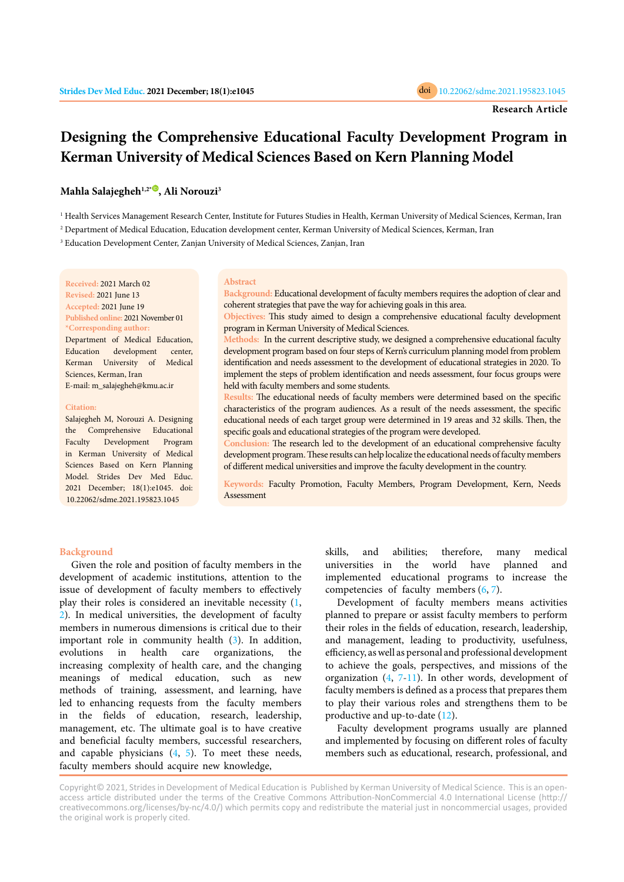**Research Article**

# Designing the Comprehensive Educational Faculty Development Program in Kerman University of Medical Sciences Based on Kern Planning Model

**Mahla Salajegheh[1,2*], Ali Norouzi[3]**

[1] Health Services Management Research Center, Institute for Futures Studies in Health, Kerman University of Medical Sciences, Kerman, Iran

[2] Department of Medical Education, Education development center, Kerman University of Medical Sciences, Kerman, Iran

[3] Education Development Center, Zanjan University of Medical Sciences, Zanjan, Iran

**Received:** 2021 March 02
**Revised:** 2021 June 13
**Accepted:** 2021 June 19
**Published online:** 2021 November 01

**\*Corresponding author:**
Department of Medical Education, Education development center, Kerman University of Medical Sciences, Kerman, Iran
E-mail: m_salajegheh@kmu.ac.ir

**Citation:**
Salajegheh M, Norouzi A. Designing the Comprehensive Educational Faculty Development Program in Kerman University of Medical Sciences Based on Kern Planning Model. Strides Dev Med Educ. 2021 December; 18(1):e1045. doi: 10.22062/sdme.2021.195823.1045

## Abstract

**Background:** Educational development of faculty members requires the adoption of clear and coherent strategies that pave the way for achieving goals in this area.

**Objectives:** This study aimed to design a comprehensive educational faculty development program in Kerman University of Medical Sciences.

**Methods:** In the current descriptive study, we designed a comprehensive educational faculty development program based on four steps of Kern's curriculum planning model from problem identification and needs assessment to the development of educational strategies in 2020. To implement the steps of problem identification and needs assessment, four focus groups were held with faculty members and some students.

**Results:** The educational needs of faculty members were determined based on the specific characteristics of the program audiences. As a result of the needs assessment, the specific educational needs of each target group were determined in 19 areas and 32 skills. Then, the specific goals and educational strategies of the program were developed.

**Conclusion:** The research led to the development of an educational comprehensive faculty development program. These results can help localize the educational needs of faculty members of different medical universities and improve the faculty development in the country.

**Keywords:** Faculty Promotion, Faculty Members, Program Development, Kern, Needs Assessment

## Background

Given the role and position of faculty members in the development of academic institutions, attention to the issue of development of faculty members to effectively play their roles is considered an inevitable necessity (1, 2). In medical universities, the development of faculty members in numerous dimensions is critical due to their important role in community health (3). In addition, evolutions in health care organizations, the increasing complexity of health care, and the changing meanings of medical education, such as new methods of training, assessment, and learning, have led to enhancing requests from the faculty members in the fields of education, research, leadership, management, etc. The ultimate goal is to have creative and beneficial faculty members, successful researchers, and capable physicians (4, 5). To meet these needs, faculty members should acquire new knowledge, skills, and abilities; therefore, many medical universities in the world have planned and implemented educational programs to increase the competencies of faculty members (6, 7).

Development of faculty members means activities planned to prepare or assist faculty members to perform their roles in the fields of education, research, leadership, and management, leading to productivity, usefulness, efficiency, as well as personal and professional development to achieve the goals, perspectives, and missions of the organization (4, 7-11). In other words, development of faculty members is defined as a process that prepares them to play their various roles and strengthens them to be productive and up-to-date (12).

Faculty development programs usually are planned and implemented by focusing on different roles of faculty members such as educational, research, professional, and

Copyright© 2021, Strides in Development of Medical Education is Published by Kerman University of Medical Science. This is an open-access article distributed under the terms of the Creative Commons Attribution-NonCommercial 4.0 International License (http://creativecommons.org/licenses/by-nc/4.0/) which permits copy and redistribute the material just in noncommercial usages, provided the original work is properly cited.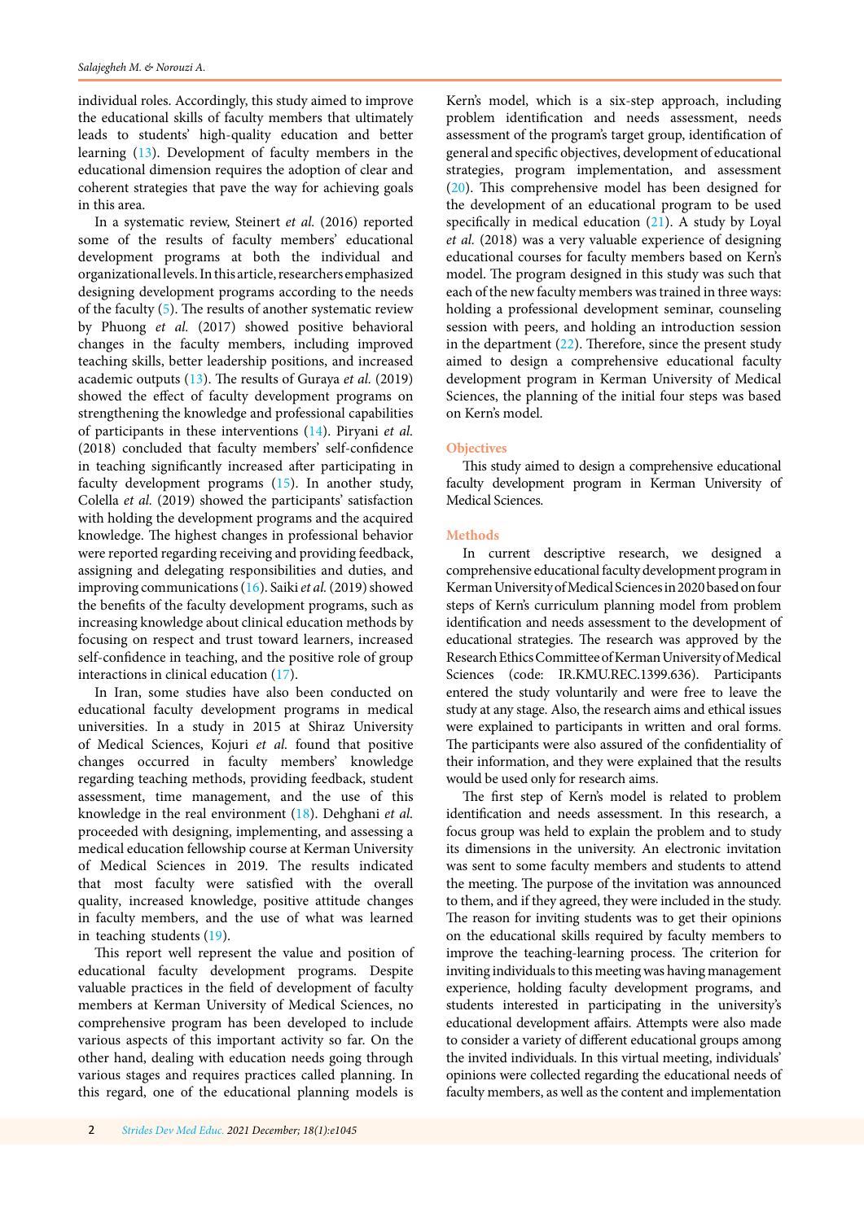individual roles. Accordingly, this study aimed to improve the educational skills of faculty members that ultimately leads to students' high-quality education and better learning (13). Development of faculty members in the educational dimension requires the adoption of clear and coherent strategies that pave the way for achieving goals in this area.

In a systematic review, Steinert *et al.* (2016) reported some of the results of faculty members' educational development programs at both the individual and organizational levels. In this article, researchers emphasized designing development programs according to the needs of the faculty (5). The results of another systematic review by Phuong *et al.* (2017) showed positive behavioral changes in the faculty members, including improved teaching skills, better leadership positions, and increased academic outputs (13). The results of Guraya *et al.* (2019) showed the effect of faculty development programs on strengthening the knowledge and professional capabilities of participants in these interventions (14). Piryani *et al.* (2018) concluded that faculty members' self-confidence in teaching significantly increased after participating in faculty development programs (15). In another study, Colella *et al.* (2019) showed the participants' satisfaction with holding the development programs and the acquired knowledge. The highest changes in professional behavior were reported regarding receiving and providing feedback, assigning and delegating responsibilities and duties, and improving communications (16). Saiki *et al.* (2019) showed the benefits of the faculty development programs, such as increasing knowledge about clinical education methods by focusing on respect and trust toward learners, increased self-confidence in teaching, and the positive role of group interactions in clinical education (17).

In Iran, some studies have also been conducted on educational faculty development programs in medical universities. In a study in 2015 at Shiraz University of Medical Sciences, Kojuri *et al.* found that positive changes occurred in faculty members' knowledge regarding teaching methods, providing feedback, student assessment, time management, and the use of this knowledge in the real environment (18). Dehghani *et al.* proceeded with designing, implementing, and assessing a medical education fellowship course at Kerman University of Medical Sciences in 2019. The results indicated that most faculty were satisfied with the overall quality, increased knowledge, positive attitude changes in faculty members, and the use of what was learned in teaching students (19).

This report well represent the value and position of educational faculty development programs. Despite valuable practices in the field of development of faculty members at Kerman University of Medical Sciences, no comprehensive program has been developed to include various aspects of this important activity so far. On the other hand, dealing with education needs going through various stages and requires practices called planning. In this regard, one of the educational planning models is Kern's model, which is a six-step approach, including problem identification and needs assessment, needs assessment of the program's target group, identification of general and specific objectives, development of educational strategies, program implementation, and assessment (20). This comprehensive model has been designed for the development of an educational program to be used specifically in medical education (21). A study by Loyal *et al.* (2018) was a very valuable experience of designing educational courses for faculty members based on Kern's model. The program designed in this study was such that each of the new faculty members was trained in three ways: holding a professional development seminar, counseling session with peers, and holding an introduction session in the department (22). Therefore, since the present study aimed to design a comprehensive educational faculty development program in Kerman University of Medical Sciences, the planning of the initial four steps was based on Kern's model.

## Objectives

This study aimed to design a comprehensive educational faculty development program in Kerman University of Medical Sciences.

## Methods

In current descriptive research, we designed a comprehensive educational faculty development program in Kerman University of Medical Sciences in 2020 based on four steps of Kern's curriculum planning model from problem identification and needs assessment to the development of educational strategies. The research was approved by the Research Ethics Committee of Kerman University of Medical Sciences (code: IR.KMU.REC.1399.636). Participants entered the study voluntarily and were free to leave the study at any stage. Also, the research aims and ethical issues were explained to participants in written and oral forms. The participants were also assured of the confidentiality of their information, and they were explained that the results would be used only for research aims.

The first step of Kern's model is related to problem identification and needs assessment. In this research, a focus group was held to explain the problem and to study its dimensions in the university. An electronic invitation was sent to some faculty members and students to attend the meeting. The purpose of the invitation was announced to them, and if they agreed, they were included in the study. The reason for inviting students was to get their opinions on the educational skills required by faculty members to improve the teaching-learning process. The criterion for inviting individuals to this meeting was having management experience, holding faculty development programs, and students interested in participating in the university's educational development affairs. Attempts were also made to consider a variety of different educational groups among the invited individuals. In this virtual meeting, individuals' opinions were collected regarding the educational needs of faculty members, as well as the content and implementation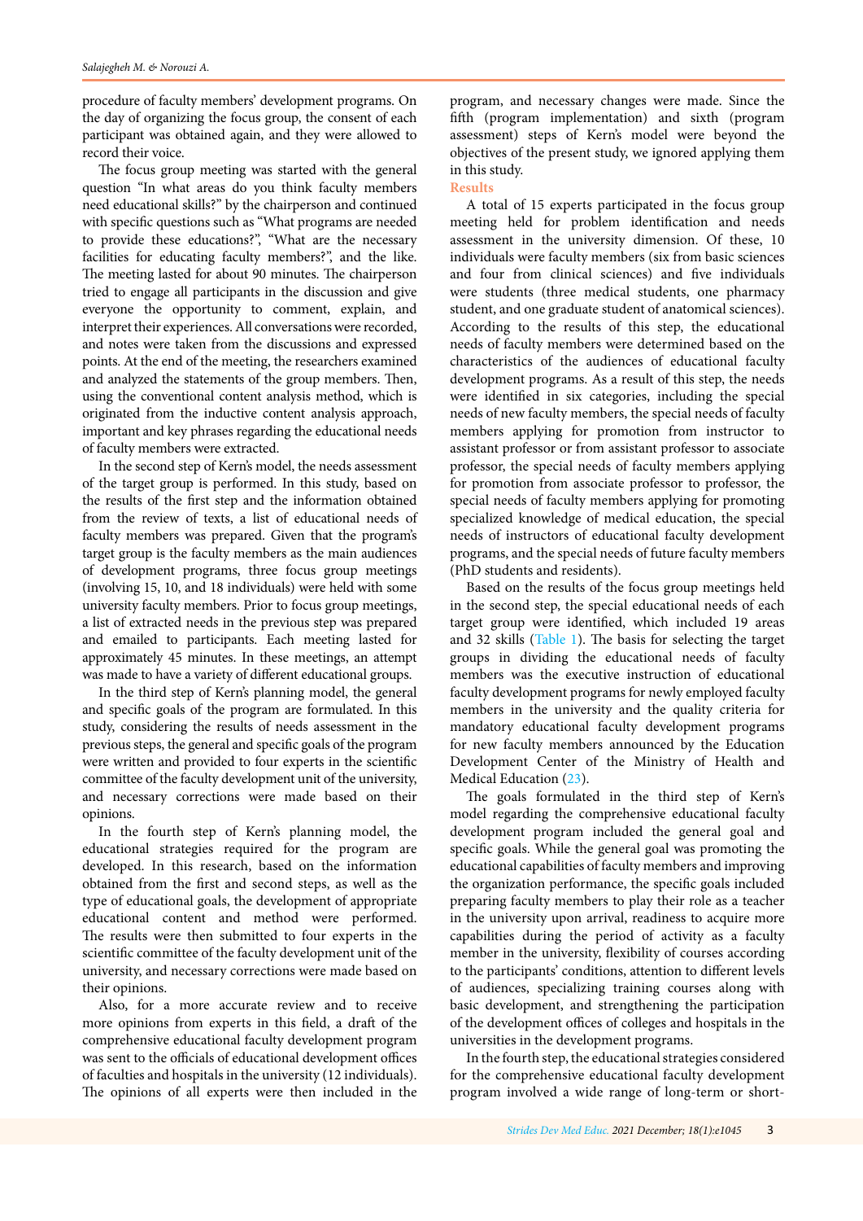procedure of faculty members' development programs. On the day of organizing the focus group, the consent of each participant was obtained again, and they were allowed to record their voice.

The focus group meeting was started with the general question "In what areas do you think faculty members need educational skills?" by the chairperson and continued with specific questions such as "What programs are needed to provide these educations?", "What are the necessary facilities for educating faculty members?", and the like. The meeting lasted for about 90 minutes. The chairperson tried to engage all participants in the discussion and give everyone the opportunity to comment, explain, and interpret their experiences. All conversations were recorded, and notes were taken from the discussions and expressed points. At the end of the meeting, the researchers examined and analyzed the statements of the group members. Then, using the conventional content analysis method, which is originated from the inductive content analysis approach, important and key phrases regarding the educational needs of faculty members were extracted.

In the second step of Kern's model, the needs assessment of the target group is performed. In this study, based on the results of the first step and the information obtained from the review of texts, a list of educational needs of faculty members was prepared. Given that the program's target group is the faculty members as the main audiences of development programs, three focus group meetings (involving 15, 10, and 18 individuals) were held with some university faculty members. Prior to focus group meetings, a list of extracted needs in the previous step was prepared and emailed to participants. Each meeting lasted for approximately 45 minutes. In these meetings, an attempt was made to have a variety of different educational groups.

In the third step of Kern's planning model, the general and specific goals of the program are formulated. In this study, considering the results of needs assessment in the previous steps, the general and specific goals of the program were written and provided to four experts in the scientific committee of the faculty development unit of the university, and necessary corrections were made based on their opinions.

In the fourth step of Kern's planning model, the educational strategies required for the program are developed. In this research, based on the information obtained from the first and second steps, as well as the type of educational goals, the development of appropriate educational content and method were performed. The results were then submitted to four experts in the scientific committee of the faculty development unit of the university, and necessary corrections were made based on their opinions.

Also, for a more accurate review and to receive more opinions from experts in this field, a draft of the comprehensive educational faculty development program was sent to the officials of educational development offices of faculties and hospitals in the university (12 individuals). The opinions of all experts were then included in the program, and necessary changes were made. Since the fifth (program implementation) and sixth (program assessment) steps of Kern's model were beyond the objectives of the present study, we ignored applying them in this study.

## Results

A total of 15 experts participated in the focus group meeting held for problem identification and needs assessment in the university dimension. Of these, 10 individuals were faculty members (six from basic sciences and four from clinical sciences) and five individuals were students (three medical students, one pharmacy student, and one graduate student of anatomical sciences). According to the results of this step, the educational needs of faculty members were determined based on the characteristics of the audiences of educational faculty development programs. As a result of this step, the needs were identified in six categories, including the special needs of new faculty members, the special needs of faculty members applying for promotion from instructor to assistant professor or from assistant professor to associate professor, the special needs of faculty members applying for promotion from associate professor to professor, the special needs of faculty members applying for promoting specialized knowledge of medical education, the special needs of instructors of educational faculty development programs, and the special needs of future faculty members (PhD students and residents).

Based on the results of the focus group meetings held in the second step, the special educational needs of each target group were identified, which included 19 areas and 32 skills (Table 1). The basis for selecting the target groups in dividing the educational needs of faculty members was the executive instruction of educational faculty development programs for newly employed faculty members in the university and the quality criteria for mandatory educational faculty development programs for new faculty members announced by the Education Development Center of the Ministry of Health and Medical Education (23).

The goals formulated in the third step of Kern's model regarding the comprehensive educational faculty development program included the general goal and specific goals. While the general goal was promoting the educational capabilities of faculty members and improving the organization performance, the specific goals included preparing faculty members to play their role as a teacher in the university upon arrival, readiness to acquire more capabilities during the period of activity as a faculty member in the university, flexibility of courses according to the participants' conditions, attention to different levels of audiences, specializing training courses along with basic development, and strengthening the participation of the development offices of colleges and hospitals in the universities in the development programs.

In the fourth step, the educational strategies considered for the comprehensive educational faculty development program involved a wide range of long-term or short-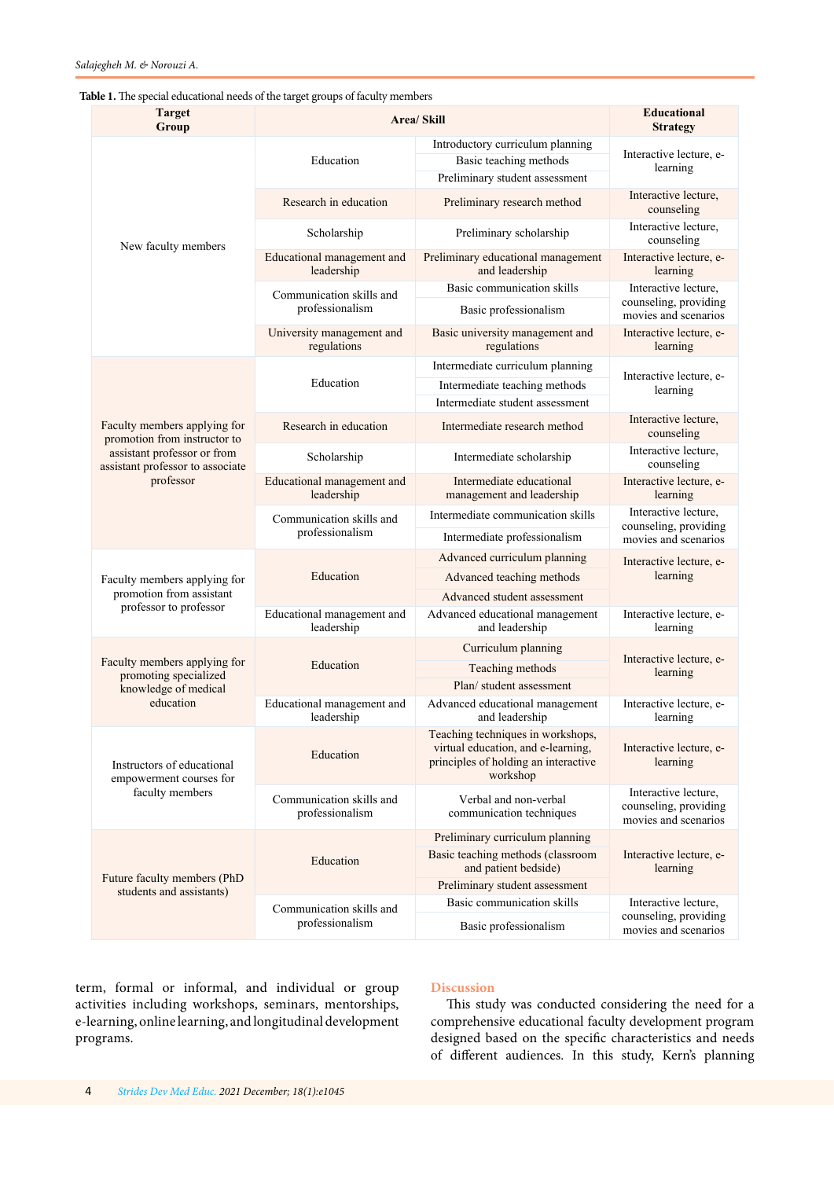**Table 1.** The special educational needs of the target groups of faculty members

| Target Group | Area/ Skill | | Educational Strategy |
|---|---|---|---|
| New faculty members | Education | Introductory curriculum planning | Interactive lecture, e-learning |
| | | Basic teaching methods | |
| | | Preliminary student assessment | |
| | Research in education | Preliminary research method | Interactive lecture, counseling |
| | Scholarship | Preliminary scholarship | Interactive lecture, counseling |
| | Educational management and leadership | Preliminary educational management and leadership | Interactive lecture, e-learning |
| | Communication skills and professionalism | Basic communication skills | Interactive lecture, counseling, providing movies and scenarios |
| | | Basic professionalism | |
| | University management and regulations | Basic university management and regulations | Interactive lecture, e-learning |
| Faculty members applying for promotion from instructor to assistant professor or from assistant professor to associate professor | Education | Intermediate curriculum planning | Interactive lecture, e-learning |
| | | Intermediate teaching methods | |
| | | Intermediate student assessment | |
| | Research in education | Intermediate research method | Interactive lecture, counseling |
| | Scholarship | Intermediate scholarship | Interactive lecture, counseling |
| | Educational management and leadership | Intermediate educational management and leadership | Interactive lecture, e-learning |
| | Communication skills and professionalism | Intermediate communication skills | Interactive lecture, counseling, providing movies and scenarios |
| | | Intermediate professionalism | |
| Faculty members applying for promotion from assistant professor to professor | Education | Advanced curriculum planning | Interactive lecture, e-learning |
| | | Advanced teaching methods | |
| | | Advanced student assessment | |
| | Educational management and leadership | Advanced educational management and leadership | Interactive lecture, e-learning |
| Faculty members applying for promoting specialized knowledge of medical education | Education | Curriculum planning | Interactive lecture, e-learning |
| | | Teaching methods | |
| | | Plan/ student assessment | |
| | Educational management and leadership | Advanced educational management and leadership | Interactive lecture, e-learning |
| Instructors of educational empowerment courses for faculty members | Education | Teaching techniques in workshops, virtual education, and e-learning, principles of holding an interactive workshop | Interactive lecture, e-learning |
| | Communication skills and professionalism | Verbal and non-verbal communication techniques | Interactive lecture, counseling, providing movies and scenarios |
| Future faculty members (PhD students and assistants) | Education | Preliminary curriculum planning | Interactive lecture, e-learning |
| | | Basic teaching methods (classroom and patient bedside) | |
| | | Preliminary student assessment | |
| | Communication skills and professionalism | Basic communication skills | Interactive lecture, counseling, providing movies and scenarios |
| | | Basic professionalism | |

term, formal or informal, and individual or group activities including workshops, seminars, mentorships, e-learning, online learning, and longitudinal development programs.

## Discussion

This study was conducted considering the need for a comprehensive educational faculty development program designed based on the specific characteristics and needs of different audiences. In this study, Kern's planning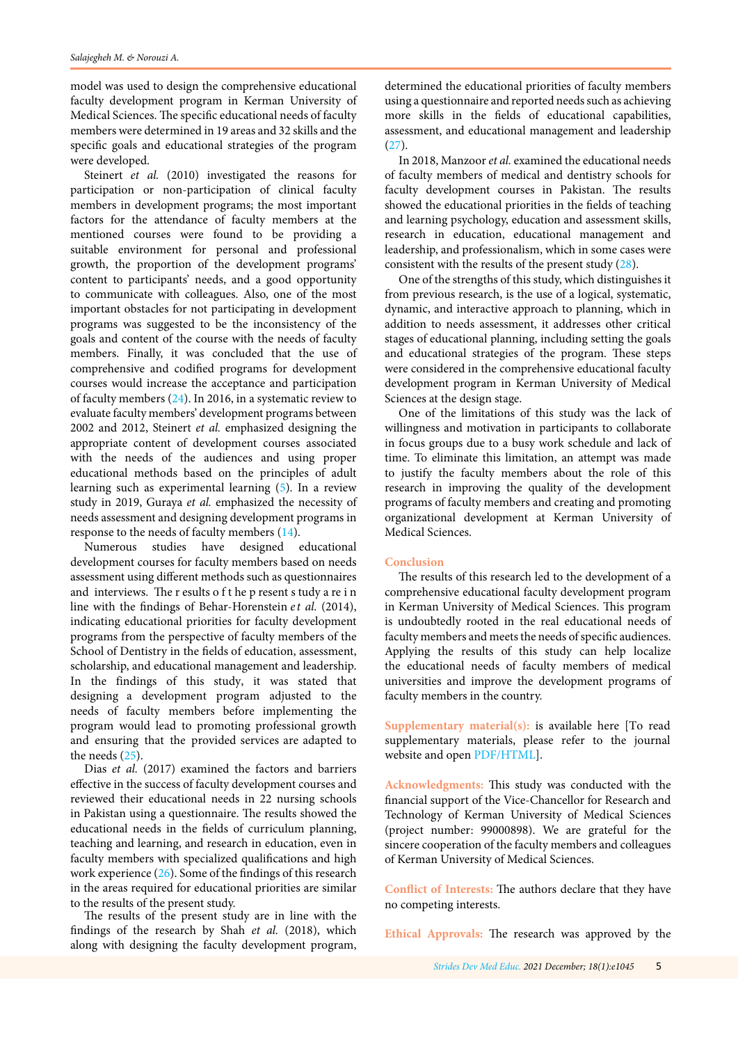model was used to design the comprehensive educational faculty development program in Kerman University of Medical Sciences. The specific educational needs of faculty members were determined in 19 areas and 32 skills and the specific goals and educational strategies of the program were developed.

Steinert *et al.* (2010) investigated the reasons for participation or non-participation of clinical faculty members in development programs; the most important factors for the attendance of faculty members at the mentioned courses were found to be providing a suitable environment for personal and professional growth, the proportion of the development programs' content to participants' needs, and a good opportunity to communicate with colleagues. Also, one of the most important obstacles for not participating in development programs was suggested to be the inconsistency of the goals and content of the course with the needs of faculty members. Finally, it was concluded that the use of comprehensive and codified programs for development courses would increase the acceptance and participation of faculty members (24). In 2016, in a systematic review to evaluate faculty members' development programs between 2002 and 2012, Steinert *et al.* emphasized designing the appropriate content of development courses associated with the needs of the audiences and using proper educational methods based on the principles of adult learning such as experimental learning (5). In a review study in 2019, Guraya *et al.* emphasized the necessity of needs assessment and designing development programs in response to the needs of faculty members (14).

Numerous studies have designed educational development courses for faculty members based on needs assessment using different methods such as questionnaires and interviews. The r esults o f t he p resent s tudy a re i n line with the findings of Behar-Horenstein *e t al.* (2014), indicating educational priorities for faculty development programs from the perspective of faculty members of the School of Dentistry in the fields of education, assessment, scholarship, and educational management and leadership. In the findings of this study, it was stated that designing a development program adjusted to the needs of faculty members before implementing the program would lead to promoting professional growth and ensuring that the provided services are adapted to the needs (25).

Dias *et al.* (2017) examined the factors and barriers effective in the success of faculty development courses and reviewed their educational needs in 22 nursing schools in Pakistan using a questionnaire. The results showed the educational needs in the fields of curriculum planning, teaching and learning, and research in education, even in faculty members with specialized qualifications and high work experience (26). Some of the findings of this research in the areas required for educational priorities are similar to the results of the present study.

The results of the present study are in line with the findings of the research by Shah *et al.* (2018), which along with designing the faculty development program, determined the educational priorities of faculty members using a questionnaire and reported needs such as achieving more skills in the fields of educational capabilities, assessment, and educational management and leadership (27).

In 2018, Manzoor *et al.* examined the educational needs of faculty members of medical and dentistry schools for faculty development courses in Pakistan. The results showed the educational priorities in the fields of teaching and learning psychology, education and assessment skills, research in education, educational management and leadership, and professionalism, which in some cases were consistent with the results of the present study (28).

One of the strengths of this study, which distinguishes it from previous research, is the use of a logical, systematic, dynamic, and interactive approach to planning, which in addition to needs assessment, it addresses other critical stages of educational planning, including setting the goals and educational strategies of the program. These steps were considered in the comprehensive educational faculty development program in Kerman University of Medical Sciences at the design stage.

One of the limitations of this study was the lack of willingness and motivation in participants to collaborate in focus groups due to a busy work schedule and lack of time. To eliminate this limitation, an attempt was made to justify the faculty members about the role of this research in improving the quality of the development programs of faculty members and creating and promoting organizational development at Kerman University of Medical Sciences.

## Conclusion

The results of this research led to the development of a comprehensive educational faculty development program in Kerman University of Medical Sciences. This program is undoubtedly rooted in the real educational needs of faculty members and meets the needs of specific audiences. Applying the results of this study can help localize the educational needs of faculty members of medical universities and improve the development programs of faculty members in the country.

**Supplementary material(s):** is available here [To read supplementary materials, please refer to the journal website and open PDF/HTML].

**Acknowledgments:** This study was conducted with the financial support of the Vice-Chancellor for Research and Technology of Kerman University of Medical Sciences (project number: 99000898). We are grateful for the sincere cooperation of the faculty members and colleagues of Kerman University of Medical Sciences.

**Conflict of Interests:** The authors declare that they have no competing interests.

**Ethical Approvals:** The research was approved by the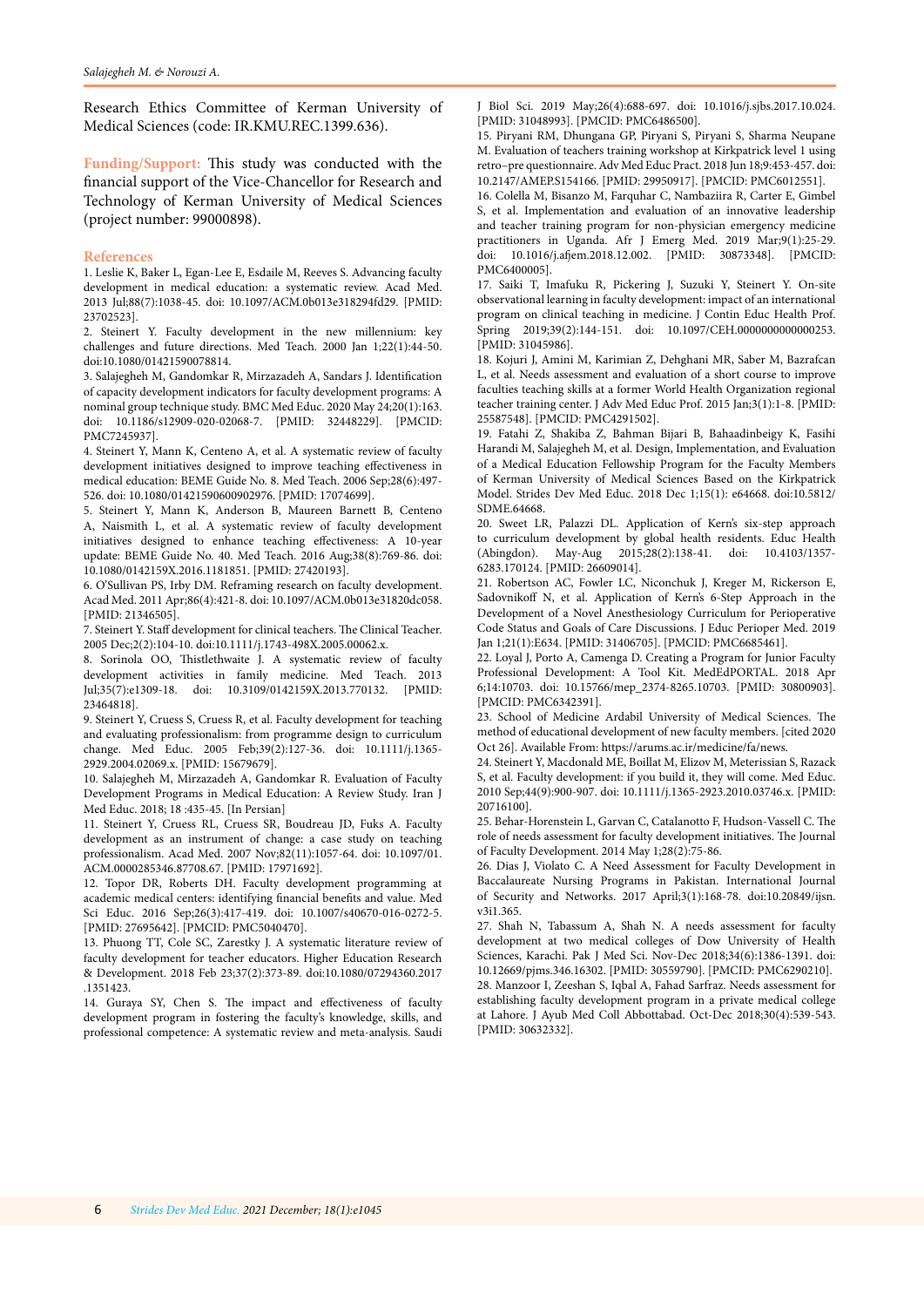Research Ethics Committee of Kerman University of Medical Sciences (code: IR.KMU.REC.1399.636).

**Funding/Support:** This study was conducted with the financial support of the Vice-Chancellor for Research and Technology of Kerman University of Medical Sciences (project number: 99000898).

## References

1. Leslie K, Baker L, Egan-Lee E, Esdaile M, Reeves S. Advancing faculty development in medical education: a systematic review. Acad Med. 2013 Jul;88(7):1038-45. doi: 10.1097/ACM.0b013e318294fd29. [PMID: 23702523].
2. Steinert Y. Faculty development in the new millennium: key challenges and future directions. Med Teach. 2000 Jan 1;22(1):44-50. doi:10.1080/01421590078814.
3. Salajegheh M, Gandomkar R, Mirzazadeh A, Sandars J. Identification of capacity development indicators for faculty development programs: A nominal group technique study. BMC Med Educ. 2020 May 24;20(1):163. doi: 10.1186/s12909-020-02068-7. [PMID: 32448229]. [PMCID: PMC7245937].
4. Steinert Y, Mann K, Centeno A, et al. A systematic review of faculty development initiatives designed to improve teaching effectiveness in medical education: BEME Guide No. 8. Med Teach. 2006 Sep;28(6):497-526. doi: 10.1080/01421590600902976. [PMID: 17074699].
5. Steinert Y, Mann K, Anderson B, Maureen Barnett B, Centeno A, Naismith L, et al. A systematic review of faculty development initiatives designed to enhance teaching effectiveness: A 10-year update: BEME Guide No. 40. Med Teach. 2016 Aug;38(8):769-86. doi: 10.1080/0142159X.2016.1181851. [PMID: 27420193].
6. O'Sullivan PS, Irby DM. Reframing research on faculty development. Acad Med. 2011 Apr;86(4):421-8. doi: 10.1097/ACM.0b013e31820dc058. [PMID: 21346505].
7. Steinert Y. Staff development for clinical teachers. The Clinical Teacher. 2005 Dec;2(2):104-10. doi:10.1111/j.1743-498X.2005.00062.x.
8. Sorinola OO, Thistlethwaite J. A systematic review of faculty development activities in family medicine. Med Teach. 2013 Jul;35(7):e1309-18. doi: 10.3109/0142159X.2013.770132. [PMID: 23464818].
9. Steinert Y, Cruess S, Cruess R, et al. Faculty development for teaching and evaluating professionalism: from programme design to curriculum change. Med Educ. 2005 Feb;39(2):127-36. doi: 10.1111/j.1365-2929.2004.02069.x. [PMID: 15679679].
10. Salajegheh M, Mirzazadeh A, Gandomkar R. Evaluation of Faculty Development Programs in Medical Education: A Review Study. Iran J Med Educ. 2018; 18 :435-45. [In Persian]
11. Steinert Y, Cruess RL, Cruess SR, Boudreau JD, Fuks A. Faculty development as an instrument of change: a case study on teaching professionalism. Acad Med. 2007 Nov;82(11):1057-64. doi: 10.1097/01.ACM.0000285346.87708.67. [PMID: 17971692].
12. Topor DR, Roberts DH. Faculty development programming at academic medical centers: identifying financial benefits and value. Med Sci Educ. 2016 Sep;26(3):417-419. doi: 10.1007/s40670-016-0272-5. [PMID: 27695642]. [PMCID: PMC5040470].
13. Phuong TT, Cole SC, Zarestky J. A systematic literature review of faculty development for teacher educators. Higher Education Research & Development. 2018 Feb 23;37(2):373-89. doi:10.1080/07294360.2017.1351423.
14. Guraya SY, Chen S. The impact and effectiveness of faculty development program in fostering the faculty's knowledge, skills, and professional competence: A systematic review and meta-analysis. Saudi J Biol Sci. 2019 May;26(4):688-697. doi: 10.1016/j.sjbs.2017.10.024. [PMID: 31048993]. [PMCID: PMC6486500].
15. Piryani RM, Dhungana GP, Piryani S, Piryani S, Sharma Neupane M. Evaluation of teachers training workshop at Kirkpatrick level 1 using retro–pre questionnaire. Adv Med Educ Pract. 2018 Jun 18;9:453-457. doi: 10.2147/AMEP.S154166. [PMID: 29950917]. [PMCID: PMC6012551].
16. Colella M, Bisanzo M, Farquhar C, Nambaziira R, Carter E, Gimbel S, et al. Implementation and evaluation of an innovative leadership and teacher training program for non-physician emergency medicine practitioners in Uganda. Afr J Emerg Med. 2019 Mar;9(1):25-29. doi: 10.1016/j.afjem.2018.12.002. [PMID: 30873348]. [PMCID: PMC6400005].
17. Saiki T, Imafuku R, Pickering J, Suzuki Y, Steinert Y. On-site observational learning in faculty development: impact of an international program on clinical teaching in medicine. J Contin Educ Health Prof. Spring 2019;39(2):144-151. doi: 10.1097/CEH.0000000000000253. [PMID: 31045986].
18. Kojuri J, Amini M, Karimian Z, Dehghani MR, Saber M, Bazrafcan L, et al. Needs assessment and evaluation of a short course to improve faculties teaching skills at a former World Health Organization regional teacher training center. J Adv Med Educ Prof. 2015 Jan;3(1):1-8. [PMID: 25587548]. [PMCID: PMC4291502].
19. Fatahi Z, Shakiba Z, Bahman Bijari B, Bahaadinbeigy K, Fasihi Harandi M, Salajegheh M, et al. Design, Implementation, and Evaluation of a Medical Education Fellowship Program for the Faculty Members of Kerman University of Medical Sciences Based on the Kirkpatrick Model. Strides Dev Med Educ. 2018 Dec 1;15(1): e64668. doi:10.5812/SDME.64668.
20. Sweet LR, Palazzi DL. Application of Kern's six-step approach to curriculum development by global health residents. Educ Health (Abingdon). May-Aug 2015;28(2):138-41. doi: 10.4103/1357-6283.170124. [PMID: 26609014].
21. Robertson AC, Fowler LC, Niconchuk J, Kreger M, Rickerson E, Sadovnikoff N, et al. Application of Kern's 6-Step Approach in the Development of a Novel Anesthesiology Curriculum for Perioperative Code Status and Goals of Care Discussions. J Educ Perioper Med. 2019 Jan 1;21(1):E634. [PMID: 31406705]. [PMCID: PMC6685461].
22. Loyal J, Porto A, Camenga D. Creating a Program for Junior Faculty Professional Development: A Tool Kit. MedEdPORTAL. 2018 Apr 6;14:10703. doi: 10.15766/mep_2374-8265.10703. [PMID: 30800903]. [PMCID: PMC6342391].
23. School of Medicine Ardabil University of Medical Sciences. The method of educational development of new faculty members. [cited 2020 Oct 26]. Available From: https://arums.ac.ir/medicine/fa/news.
24. Steinert Y, Macdonald ME, Boillat M, Elizov M, Meterissian S, Razack S, et al. Faculty development: if you build it, they will come. Med Educ. 2010 Sep;44(9):900-907. doi: 10.1111/j.1365-2923.2010.03746.x. [PMID: 20716100].
25. Behar-Horenstein L, Garvan C, Catalanotto F, Hudson-Vassell C. The role of needs assessment for faculty development initiatives. The Journal of Faculty Development. 2014 May 1;28(2):75-86.
26. Dias J, Violato C. A Need Assessment for Faculty Development in Baccalaureate Nursing Programs in Pakistan. International Journal of Security and Networks. 2017 April;3(1):168-78. doi:10.20849/ijsn.v3i1.365.
27. Shah N, Tabassum A, Shah N. A needs assessment for faculty development at two medical colleges of Dow University of Health Sciences, Karachi. Pak J Med Sci. Nov-Dec 2018;34(6):1386-1391. doi: 10.12669/pjms.346.16302. [PMID: 30559790]. [PMCID: PMC6290210].
28. Manzoor I, Zeeshan S, Iqbal A, Fahad Sarfraz. Needs assessment for establishing faculty development program in a private medical college at Lahore. J Ayub Med Coll Abbottabad. Oct-Dec 2018;30(4):539-543. [PMID: 30632332].